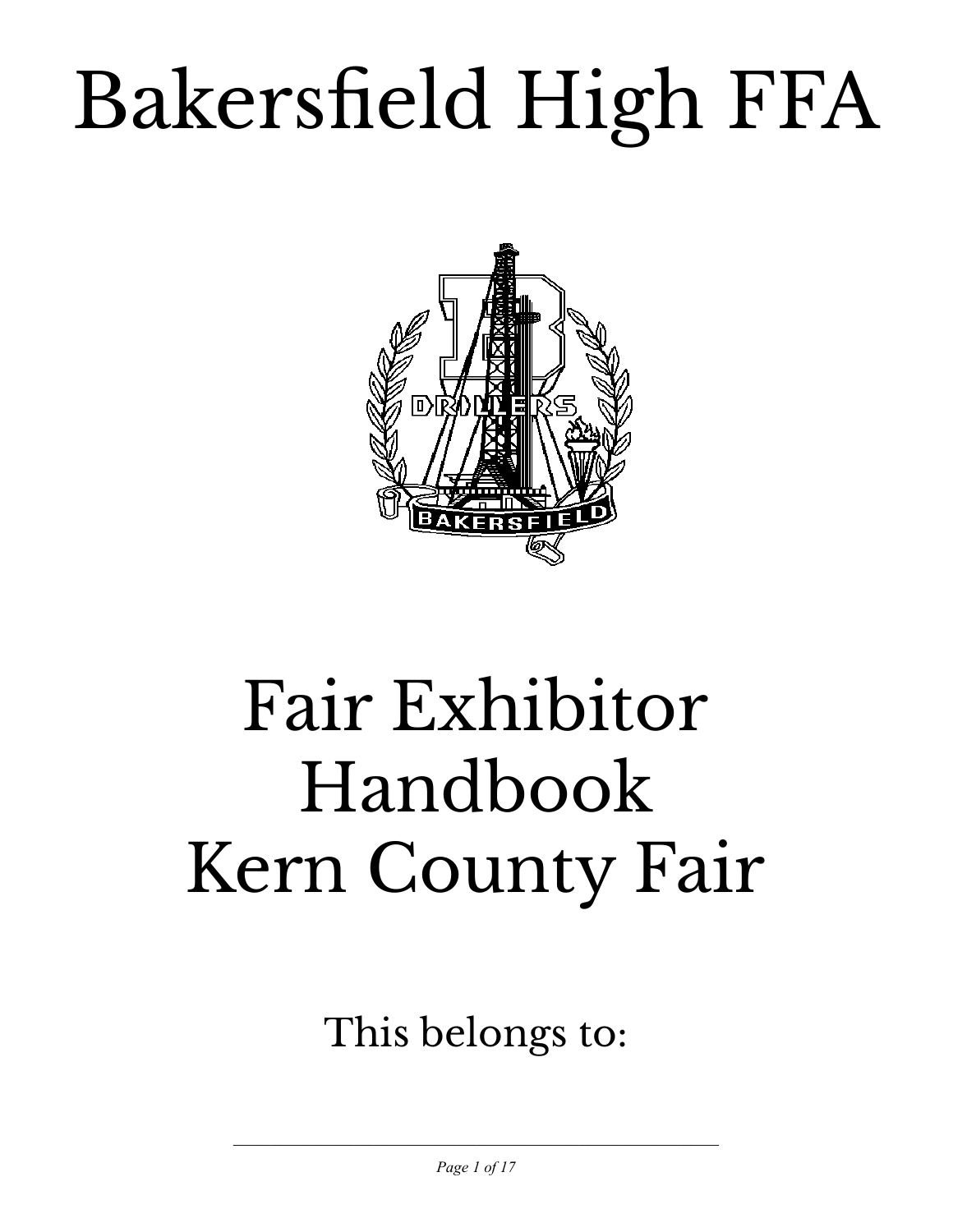# Bakersfield High FFA

# Fair Exhibitor Handbook
# Kern County Fair

This belongs to:

_______________________________________________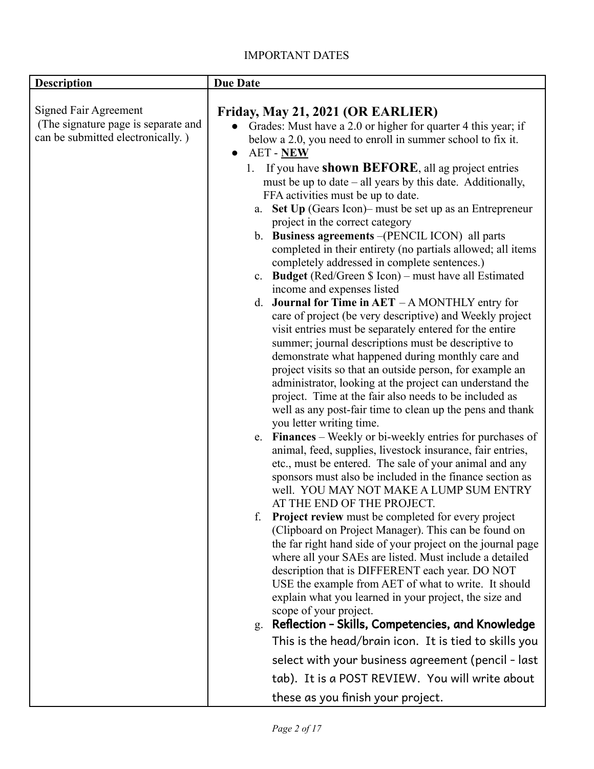IMPORTANT DATES

| Description | Due Date |
| --- | --- |
| Signed Fair Agreement (The signature page is separate and can be submitted electronically. ) | **Friday, May 21, 2021 (OR EARLIER)**<br>• Grades: Must have a 2.0 or higher for quarter 4 this year; if below a 2.0, you need to enroll in summer school to fix it.<br>• AET - <u>**NEW**</u><br>1. If you have **shown BEFORE**, all ag project entries must be up to date – all years by this date. Additionally, FFA activities must be up to date.<br>a. **Set Up** (Gears Icon)– must be set up as an Entrepreneur project in the correct category<br>b. **Business agreements** –(PENCIL ICON) all parts completed in their entirety (no partials allowed; all items completely addressed in complete sentences.)<br>c. **Budget** (Red/Green $ Icon) – must have all Estimated income and expenses listed<br>d. **Journal for Time in AET** – A MONTHLY entry for care of project (be very descriptive) and Weekly project visit entries must be separately entered for the entire summer; journal descriptions must be descriptive to demonstrate what happened during monthly care and project visits so that an outside person, for example an administrator, looking at the project can understand the project. Time at the fair also needs to be included as well as any post-fair time to clean up the pens and thank you letter writing time.<br>e. **Finances** – Weekly or bi-weekly entries for purchases of animal, feed, supplies, livestock insurance, fair entries, etc., must be entered. The sale of your animal and any sponsors must also be included in the finance section as well. YOU MAY NOT MAKE A LUMP SUM ENTRY AT THE END OF THE PROJECT.<br>f. **Project review** must be completed for every project (Clipboard on Project Manager). This can be found on the far right hand side of your project on the journal page where all your SAEs are listed. Must include a detailed description that is DIFFERENT each year. DO NOT USE the example from AET of what to write. It should explain what you learned in your project, the size and scope of your project.<br>g. **Reflection – Skills, Competencies, and Knowledge** This is the head/brain icon. It is tied to skills you select with your business agreement (pencil - last tab). It is a POST REVIEW. You will write about these as you finish your project. |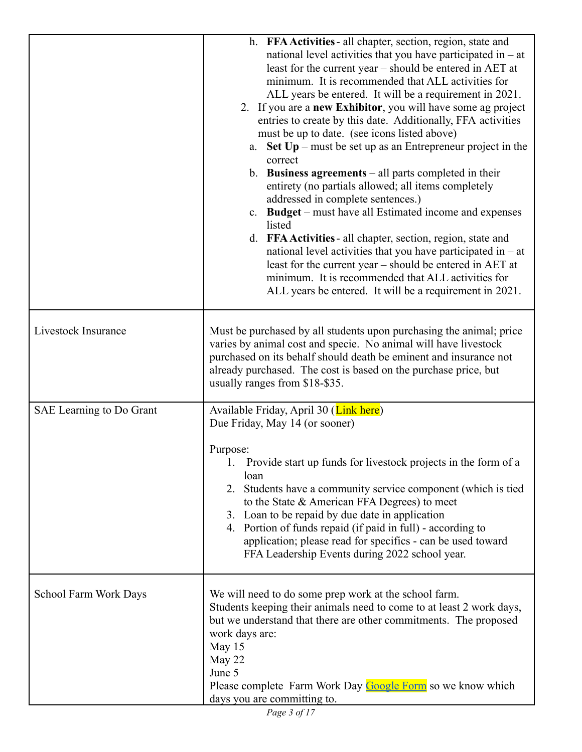| | |
|---|---|
| | h. **FFA Activities** - all chapter, section, region, state and national level activities that you have participated in – at least for the current year – should be entered in AET at minimum. It is recommended that ALL activities for ALL years be entered. It will be a requirement in 2021.<br>2. If you are a **new Exhibitor**, you will have some ag project entries to create by this date. Additionally, FFA activities must be up to date. (see icons listed above)<br>a. **Set Up** – must be set up as an Entrepreneur project in the correct<br>b. **Business agreements** – all parts completed in their entirety (no partials allowed; all items completely addressed in complete sentences.)<br>c. **Budget** – must have all Estimated income and expenses listed<br>d. **FFA Activities** - all chapter, section, region, state and national level activities that you have participated in – at least for the current year – should be entered in AET at minimum. It is recommended that ALL activities for ALL years be entered. It will be a requirement in 2021. |
| Livestock Insurance | Must be purchased by all students upon purchasing the animal; price varies by animal cost and specie. No animal will have livestock purchased on its behalf should death be eminent and insurance not already purchased. The cost is based on the purchase price, but usually ranges from $18-$35. |
| SAE Learning to Do Grant | Available Friday, April 30 (Link here)<br>Due Friday, May 14 (or sooner)<br><br>Purpose:<br>1. Provide start up funds for livestock projects in the form of a loan<br>2. Students have a community service component (which is tied to the State & American FFA Degrees) to meet<br>3. Loan to be repaid by due date in application<br>4. Portion of funds repaid (if paid in full) - according to application; please read for specifics - can be used toward FFA Leadership Events during 2022 school year. |
| School Farm Work Days | We will need to do some prep work at the school farm.<br>Students keeping their animals need to come to at least 2 work days, but we understand that there are other commitments. The proposed work days are:<br>May 15<br>May 22<br>June 5<br>Please complete Farm Work Day Google Form so we know which days you are committing to. |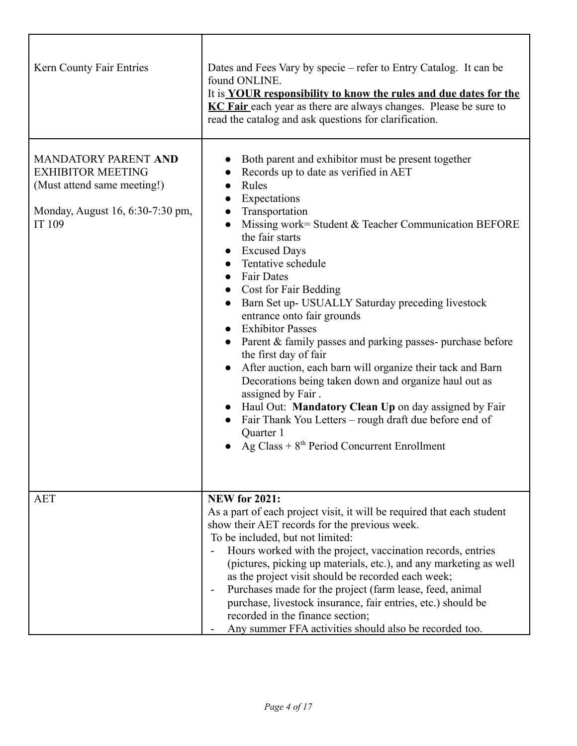| | |
|---|---|
| Kern County Fair Entries | Dates and Fees Vary by specie – refer to Entry Catalog. It can be found ONLINE.<br>It is **<u>YOUR responsibility to know the rules and due dates for the KC Fair</u>** each year as there are always changes. Please be sure to read the catalog and ask questions for clarification. |
| MANDATORY PARENT **AND** EXHIBITOR MEETING<br>(Must attend same meeting!)<br><br>Monday, August 16, 6:30-7:30 pm, IT 109 | • Both parent and exhibitor must be present together<br>• Records up to date as verified in AET<br>• Rules<br>• Expectations<br>• Transportation<br>• Missing work= Student & Teacher Communication BEFORE the fair starts<br>• Excused Days<br>• Tentative schedule<br>• Fair Dates<br>• Cost for Fair Bedding<br>• Barn Set up- USUALLY Saturday preceding livestock entrance onto fair grounds<br>• Exhibitor Passes<br>• Parent & family passes and parking passes- purchase before the first day of fair<br>• After auction, each barn will organize their tack and Barn Decorations being taken down and organize haul out as assigned by Fair .<br>• Haul Out: **Mandatory Clean Up** on day assigned by Fair<br>• Fair Thank You Letters – rough draft due before end of Quarter 1<br>• Ag Class + 8th Period Concurrent Enrollment |
| AET | **NEW for 2021:**<br>As a part of each project visit, it will be required that each student show their AET records for the previous week.<br>To be included, but not limited:<br>- Hours worked with the project, vaccination records, entries (pictures, picking up materials, etc.), and any marketing as well as the project visit should be recorded each week;<br>- Purchases made for the project (farm lease, feed, animal purchase, livestock insurance, fair entries, etc.) should be recorded in the finance section;<br>- Any summer FFA activities should also be recorded too. |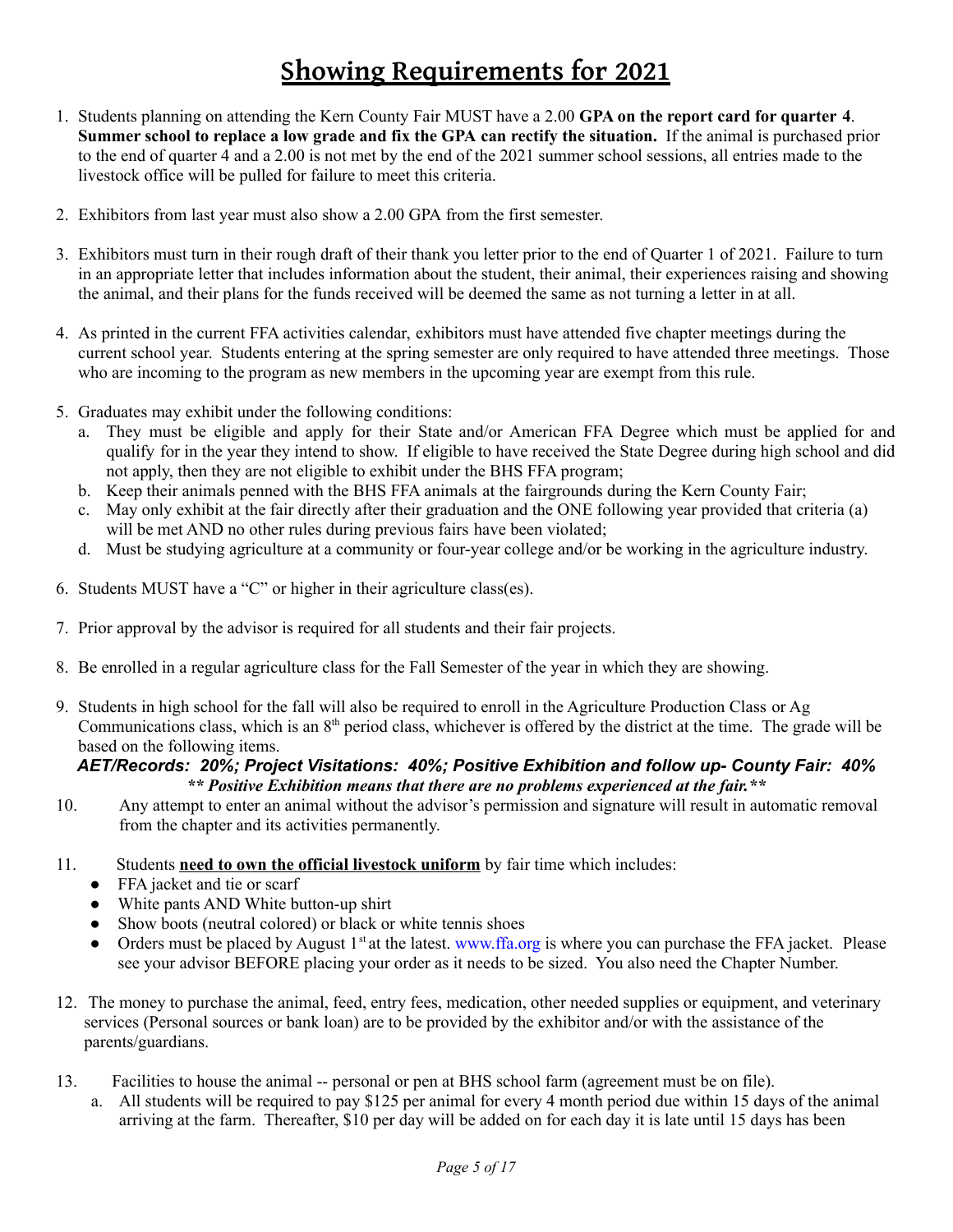# Showing Requirements for 2021

1. Students planning on attending the Kern County Fair MUST have a 2.00 **GPA on the report card for quarter 4**. **Summer school to replace a low grade and fix the GPA can rectify the situation.** If the animal is purchased prior to the end of quarter 4 and a 2.00 is not met by the end of the 2021 summer school sessions, all entries made to the livestock office will be pulled for failure to meet this criteria.

2. Exhibitors from last year must also show a 2.00 GPA from the first semester.

3. Exhibitors must turn in their rough draft of their thank you letter prior to the end of Quarter 1 of 2021. Failure to turn in an appropriate letter that includes information about the student, their animal, their experiences raising and showing the animal, and their plans for the funds received will be deemed the same as not turning a letter in at all.

4. As printed in the current FFA activities calendar, exhibitors must have attended five chapter meetings during the current school year. Students entering at the spring semester are only required to have attended three meetings. Those who are incoming to the program as new members in the upcoming year are exempt from this rule.

5. Graduates may exhibit under the following conditions:
   a. They must be eligible and apply for their State and/or American FFA Degree which must be applied for and qualify for in the year they intend to show. If eligible to have received the State Degree during high school and did not apply, then they are not eligible to exhibit under the BHS FFA program;
   b. Keep their animals penned with the BHS FFA animals at the fairgrounds during the Kern County Fair;
   c. May only exhibit at the fair directly after their graduation and the ONE following year provided that criteria (a) will be met AND no other rules during previous fairs have been violated;
   d. Must be studying agriculture at a community or four-year college and/or be working in the agriculture industry.

6. Students MUST have a "C" or higher in their agriculture class(es).

7. Prior approval by the advisor is required for all students and their fair projects.

8. Be enrolled in a regular agriculture class for the Fall Semester of the year in which they are showing.

9. Students in high school for the fall will also be required to enroll in the Agriculture Production Class or Ag Communications class, which is an 8th period class, whichever is offered by the district at the time. The grade will be based on the following items.

   ***AET/Records: 20%; Project Visitations: 40%; Positive Exhibition and follow up- County Fair: 40%***
   ***\*\* Positive Exhibition means that there are no problems experienced at the fair.\*\****

10. Any attempt to enter an animal without the advisor's permission and signature will result in automatic removal from the chapter and its activities permanently.

11. Students **<u>need to own the official livestock uniform</u>** by fair time which includes:
    - FFA jacket and tie or scarf
    - White pants AND White button-up shirt
    - Show boots (neutral colored) or black or white tennis shoes
    - Orders must be placed by August 1st at the latest. www.ffa.org is where you can purchase the FFA jacket. Please see your advisor BEFORE placing your order as it needs to be sized. You also need the Chapter Number.

12. The money to purchase the animal, feed, entry fees, medication, other needed supplies or equipment, and veterinary services (Personal sources or bank loan) are to be provided by the exhibitor and/or with the assistance of the parents/guardians.

13. Facilities to house the animal -- personal or pen at BHS school farm (agreement must be on file).
    a. All students will be required to pay $125 per animal for every 4 month period due within 15 days of the animal arriving at the farm. Thereafter, $10 per day will be added on for each day it is late until 15 days has been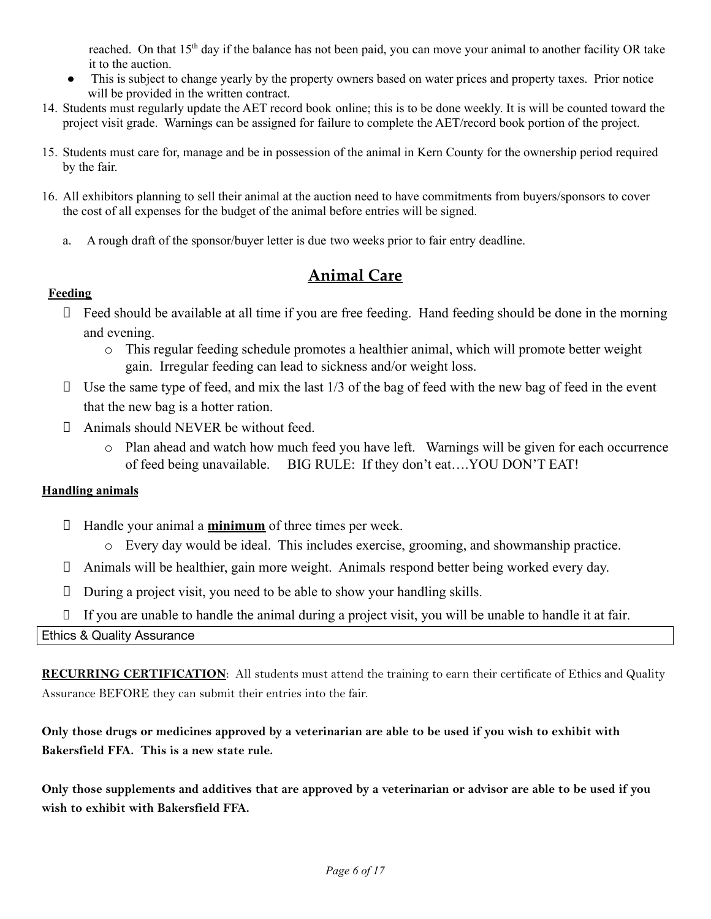reached. On that 15th day if the balance has not been paid, you can move your animal to another facility OR take it to the auction.

- This is subject to change yearly by the property owners based on water prices and property taxes. Prior notice will be provided in the written contract.

14. Students must regularly update the AET record book online; this is to be done weekly. It is will be counted toward the project visit grade. Warnings can be assigned for failure to complete the AET/record book portion of the project.

15. Students must care for, manage and be in possession of the animal in Kern County for the ownership period required by the fair.

16. All exhibitors planning to sell their animal at the auction need to have commitments from buyers/sponsors to cover the cost of all expenses for the budget of the animal before entries will be signed.

    a. A rough draft of the sponsor/buyer letter is due two weeks prior to fair entry deadline.

## Animal Care

**Feeding**

- Feed should be available at all time if you are free feeding. Hand feeding should be done in the morning and evening.
  - This regular feeding schedule promotes a healthier animal, which will promote better weight gain. Irregular feeding can lead to sickness and/or weight loss.
- Use the same type of feed, and mix the last 1/3 of the bag of feed with the new bag of feed in the event that the new bag is a hotter ration.
- Animals should NEVER be without feed.
  - Plan ahead and watch how much feed you have left. Warnings will be given for each occurrence of feed being unavailable. BIG RULE: If they don't eat….YOU DON'T EAT!

**Handling animals**

- Handle your animal a **minimum** of three times per week.
  - Every day would be ideal. This includes exercise, grooming, and showmanship practice.
- Animals will be healthier, gain more weight. Animals respond better being worked every day.
- During a project visit, you need to be able to show your handling skills.
- If you are unable to handle the animal during a project visit, you will be unable to handle it at fair.

### Ethics & Quality Assurance

**RECURRING CERTIFICATION**: All students must attend the training to earn their certificate of Ethics and Quality Assurance BEFORE they can submit their entries into the fair.

**Only those drugs or medicines approved by a veterinarian are able to be used if you wish to exhibit with Bakersfield FFA. This is a new state rule.**

**Only those supplements and additives that are approved by a veterinarian or advisor are able to be used if you wish to exhibit with Bakersfield FFA.**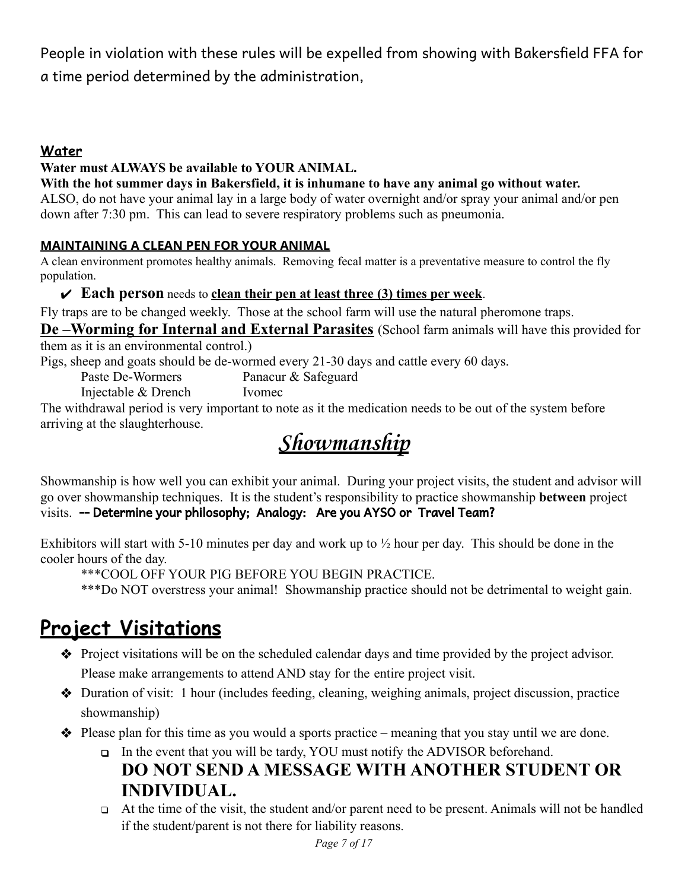People in violation with these rules will be expelled from showing with Bakersfield FFA for a time period determined by the administration,

### Water

**Water must ALWAYS be available to YOUR ANIMAL.**

**With the hot summer days in Bakersfield, it is inhumane to have any animal go without water.**

ALSO, do not have your animal lay in a large body of water overnight and/or spray your animal and/or pen down after 7:30 pm. This can lead to severe respiratory problems such as pneumonia.

### MAINTAINING A CLEAN PEN FOR YOUR ANIMAL

A clean environment promotes healthy animals. Removing fecal matter is a preventative measure to control the fly population.

- ✔ **Each person** needs to **clean their pen at least three (3) times per week**.

Fly traps are to be changed weekly. Those at the school farm will use the natural pheromone traps.

**De –Worming for Internal and External Parasites** (School farm animals will have this provided for them as it is an environmental control.)

Pigs, sheep and goats should be de-wormed every 21-30 days and cattle every 60 days.

| | |
|---|---|
| Paste De-Wormers | Panacur & Safeguard |
| Injectable & Drench | Ivomec |

The withdrawal period is very important to note as it the medication needs to be out of the system before arriving at the slaughterhouse.

# *Showmanship*

Showmanship is how well you can exhibit your animal. During your project visits, the student and advisor will go over showmanship techniques. It is the student's responsibility to practice showmanship **between** project visits. **-- Determine your philosophy; Analogy: Are you AYSO or Travel Team?**

Exhibitors will start with 5-10 minutes per day and work up to ½ hour per day. This should be done in the cooler hours of the day.

***COOL OFF YOUR PIG BEFORE YOU BEGIN PRACTICE.

***Do NOT overstress your animal! Showmanship practice should not be detrimental to weight gain.

# Project Visitations

- Project visitations will be on the scheduled calendar days and time provided by the project advisor. Please make arrangements to attend AND stay for the entire project visit.
- Duration of visit: 1 hour (includes feeding, cleaning, weighing animals, project discussion, practice showmanship)
- Please plan for this time as you would a sports practice – meaning that you stay until we are done.
  - In the event that you will be tardy, YOU must notify the ADVISOR beforehand. **DO NOT SEND A MESSAGE WITH ANOTHER STUDENT OR INDIVIDUAL.**
  - At the time of the visit, the student and/or parent need to be present. Animals will not be handled if the student/parent is not there for liability reasons.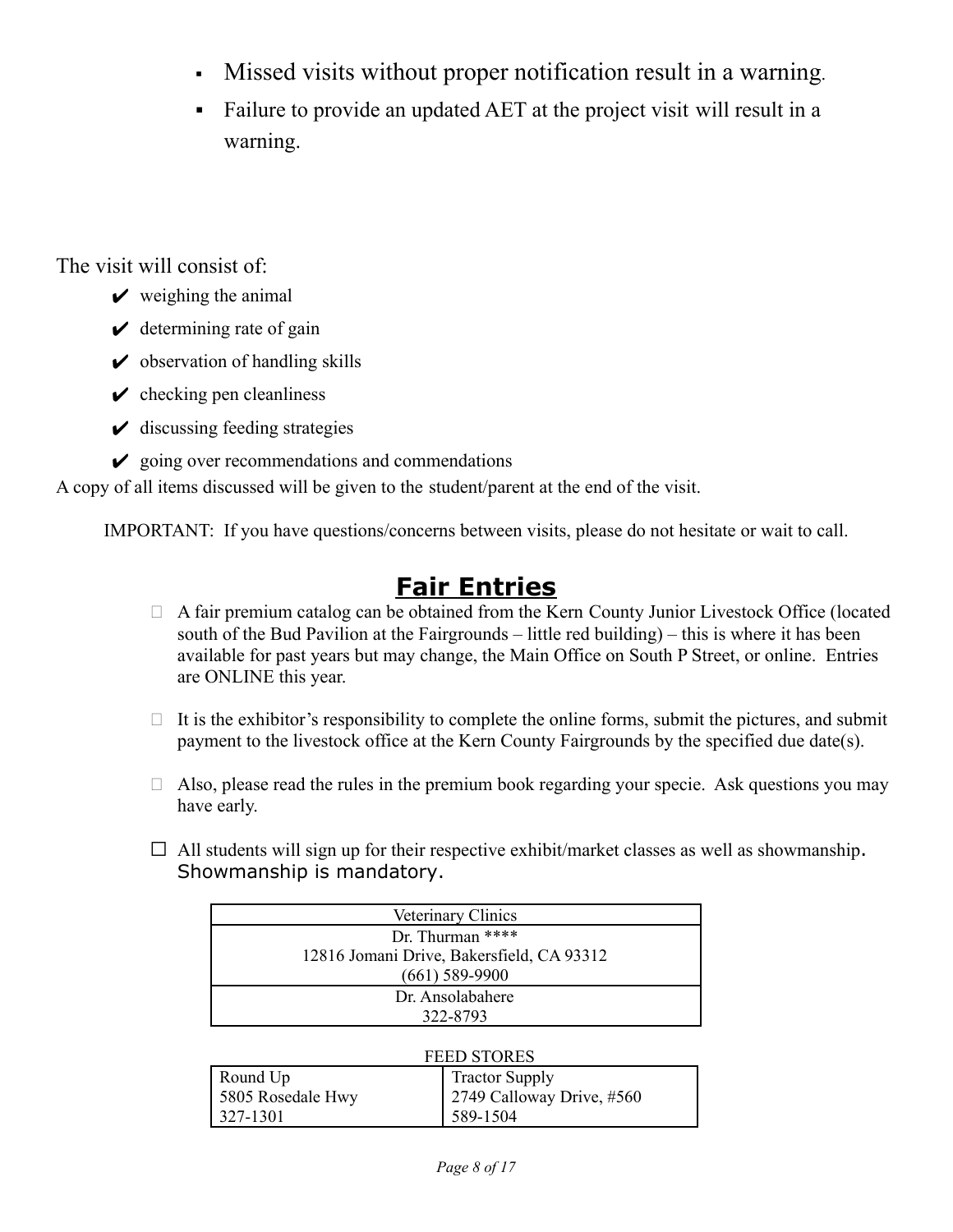- Missed visits without proper notification result in a warning.
- Failure to provide an updated AET at the project visit will result in a warning.

The visit will consist of:

- ✔ weighing the animal
- ✔ determining rate of gain
- ✔ observation of handling skills
- ✔ checking pen cleanliness
- ✔ discussing feeding strategies
- ✔ going over recommendations and commendations

A copy of all items discussed will be given to the student/parent at the end of the visit.

IMPORTANT: If you have questions/concerns between visits, please do not hesitate or wait to call.

## Fair Entries

- A fair premium catalog can be obtained from the Kern County Junior Livestock Office (located south of the Bud Pavilion at the Fairgrounds – little red building) – this is where it has been available for past years but may change, the Main Office on South P Street, or online. Entries are ONLINE this year.
- It is the exhibitor's responsibility to complete the online forms, submit the pictures, and submit payment to the livestock office at the Kern County Fairgrounds by the specified due date(s).
- Also, please read the rules in the premium book regarding your specie. Ask questions you may have early.
- All students will sign up for their respective exhibit/market classes as well as showmanship. Showmanship is mandatory.

| Veterinary Clinics |
|---|
| Dr. Thurman ****<br>12816 Jomani Drive, Bakersfield, CA 93312<br>(661) 589-9900 |
| Dr. Ansolabahere<br>322-8793 |

FEED STORES

| Round Up | Tractor Supply |
|---|---|
| 5805 Rosedale Hwy | 2749 Calloway Drive, #560 |
| 327-1301 | 589-1504 |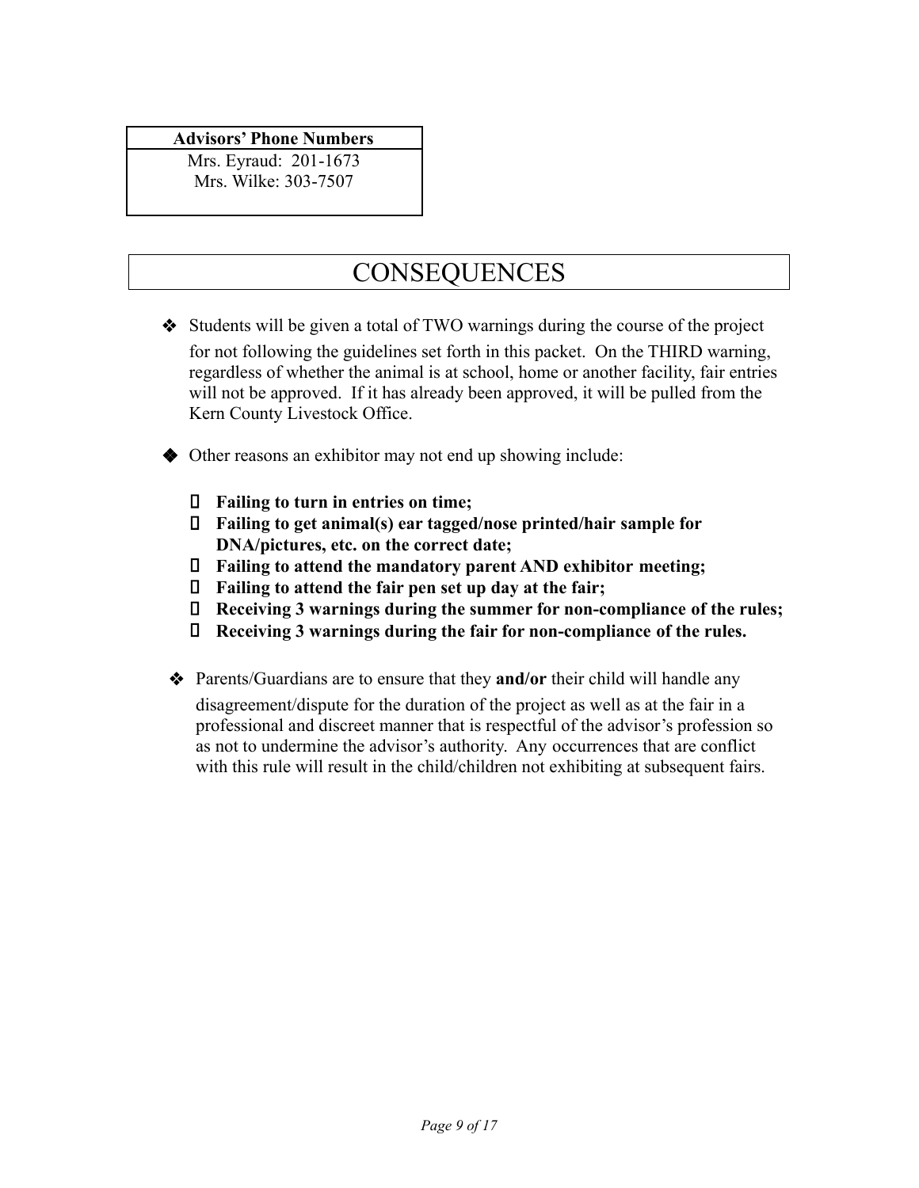| Advisors' Phone Numbers |
| --- |
| Mrs. Eyraud: 201-1673<br>Mrs. Wilke: 303-7507 |

# CONSEQUENCES

- Students will be given a total of TWO warnings during the course of the project for not following the guidelines set forth in this packet. On the THIRD warning, regardless of whether the animal is at school, home or another facility, fair entries will not be approved. If it has already been approved, it will be pulled from the Kern County Livestock Office.

- Other reasons an exhibitor may not end up showing include:

  - **Failing to turn in entries on time;**
  - **Failing to get animal(s) ear tagged/nose printed/hair sample for DNA/pictures, etc. on the correct date;**
  - **Failing to attend the mandatory parent AND exhibitor meeting;**
  - **Failing to attend the fair pen set up day at the fair;**
  - **Receiving 3 warnings during the summer for non-compliance of the rules;**
  - **Receiving 3 warnings during the fair for non-compliance of the rules.**

- Parents/Guardians are to ensure that they **and/or** their child will handle any disagreement/dispute for the duration of the project as well as at the fair in a professional and discreet manner that is respectful of the advisor's profession so as not to undermine the advisor's authority. Any occurrences that are conflict with this rule will result in the child/children not exhibiting at subsequent fairs.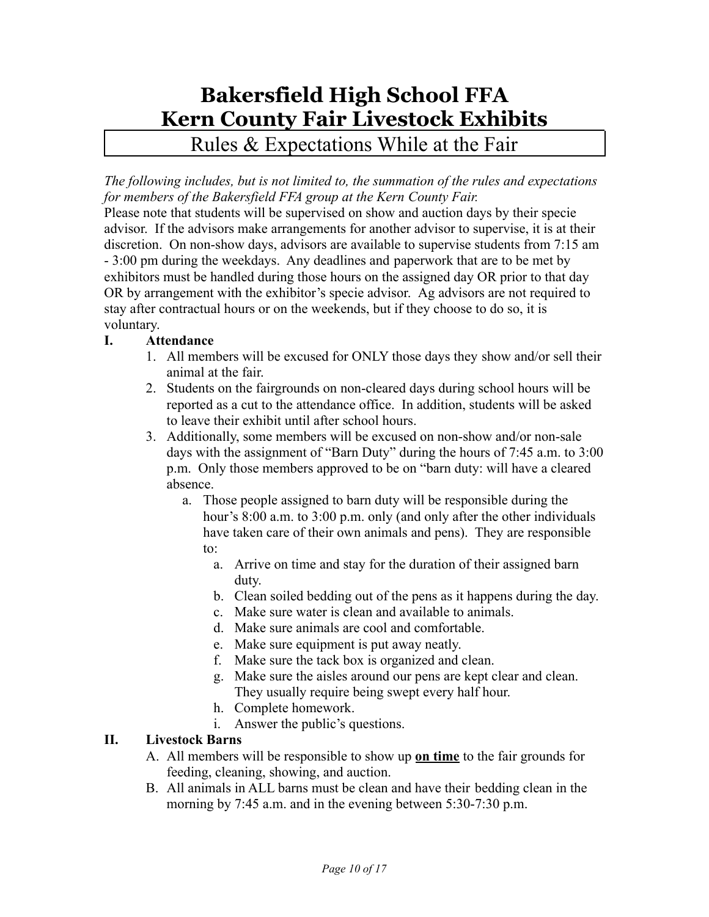# Bakersfield High School FFA
# Kern County Fair Livestock Exhibits

## Rules & Expectations While at the Fair

*The following includes, but is not limited to, the summation of the rules and expectations for members of the Bakersfield FFA group at the Kern County Fair.*

Please note that students will be supervised on show and auction days by their specie advisor. If the advisors make arrangements for another advisor to supervise, it is at their discretion. On non-show days, advisors are available to supervise students from 7:15 am - 3:00 pm during the weekdays. Any deadlines and paperwork that are to be met by exhibitors must be handled during those hours on the assigned day OR prior to that day OR by arrangement with the exhibitor's specie advisor. Ag advisors are not required to stay after contractual hours or on the weekends, but if they choose to do so, it is voluntary.

**I. Attendance**

1. All members will be excused for ONLY those days they show and/or sell their animal at the fair.
2. Students on the fairgrounds on non-cleared days during school hours will be reported as a cut to the attendance office. In addition, students will be asked to leave their exhibit until after school hours.
3. Additionally, some members will be excused on non-show and/or non-sale days with the assignment of "Barn Duty" during the hours of 7:45 a.m. to 3:00 p.m. Only those members approved to be on "barn duty: will have a cleared absence.
    a. Those people assigned to barn duty will be responsible during the hour's 8:00 a.m. to 3:00 p.m. only (and only after the other individuals have taken care of their own animals and pens). They are responsible to:
        a. Arrive on time and stay for the duration of their assigned barn duty.
        b. Clean soiled bedding out of the pens as it happens during the day.
        c. Make sure water is clean and available to animals.
        d. Make sure animals are cool and comfortable.
        e. Make sure equipment is put away neatly.
        f. Make sure the tack box is organized and clean.
        g. Make sure the aisles around our pens are kept clear and clean. They usually require being swept every half hour.
        h. Complete homework.
        i. Answer the public's questions.

**II. Livestock Barns**

A. All members will be responsible to show up **<u>on time</u>** to the fair grounds for feeding, cleaning, showing, and auction.

B. All animals in ALL barns must be clean and have their bedding clean in the morning by 7:45 a.m. and in the evening between 5:30-7:30 p.m.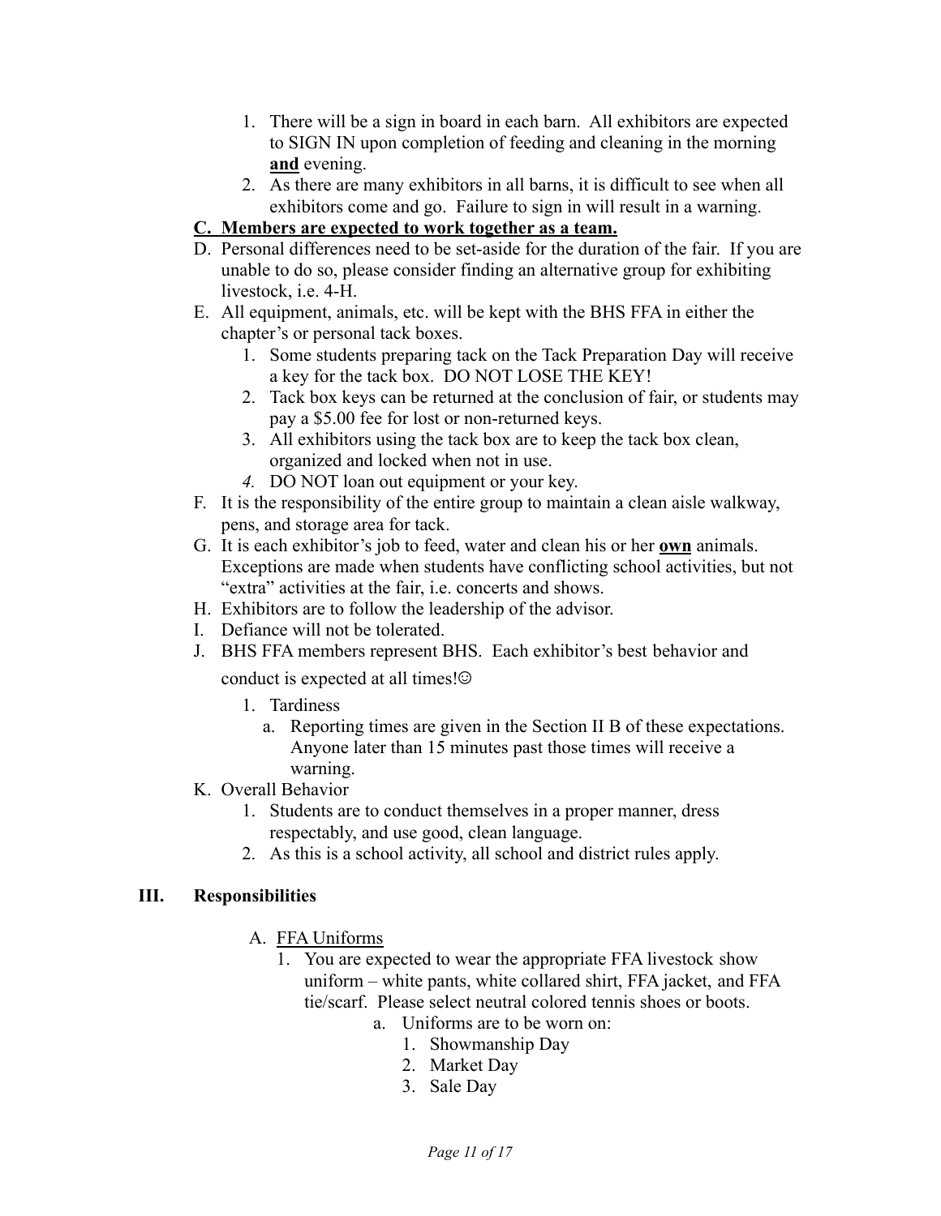1. There will be a sign in board in each barn. All exhibitors are expected to SIGN IN upon completion of feeding and cleaning in the morning **and** evening.
2. As there are many exhibitors in all barns, it is difficult to see when all exhibitors come and go. Failure to sign in will result in a warning.

C. **Members are expected to work together as a team.**

D. Personal differences need to be set-aside for the duration of the fair. If you are unable to do so, please consider finding an alternative group for exhibiting livestock, i.e. 4-H.

E. All equipment, animals, etc. will be kept with the BHS FFA in either the chapter's or personal tack boxes.
   1. Some students preparing tack on the Tack Preparation Day will receive a key for the tack box. DO NOT LOSE THE KEY!
   2. Tack box keys can be returned at the conclusion of fair, or students may pay a $5.00 fee for lost or non-returned keys.
   3. All exhibitors using the tack box are to keep the tack box clean, organized and locked when not in use.
   4. DO NOT loan out equipment or your key.

F. It is the responsibility of the entire group to maintain a clean aisle walkway, pens, and storage area for tack.

G. It is each exhibitor's job to feed, water and clean his or her **own** animals. Exceptions are made when students have conflicting school activities, but not "extra" activities at the fair, i.e. concerts and shows.

H. Exhibitors are to follow the leadership of the advisor.

I. Defiance will not be tolerated.

J. BHS FFA members represent BHS. Each exhibitor's best behavior and conduct is expected at all times!☺
   1. Tardiness
      a. Reporting times are given in the Section II B of these expectations. Anyone later than 15 minutes past those times will receive a warning.

K. Overall Behavior
   1. Students are to conduct themselves in a proper manner, dress respectably, and use good, clean language.
   2. As this is a school activity, all school and district rules apply.

## III. Responsibilities

A. FFA Uniforms
   1. You are expected to wear the appropriate FFA livestock show uniform – white pants, white collared shirt, FFA jacket, and FFA tie/scarf. Please select neutral colored tennis shoes or boots.
      a. Uniforms are to be worn on:
         1. Showmanship Day
         2. Market Day
         3. Sale Day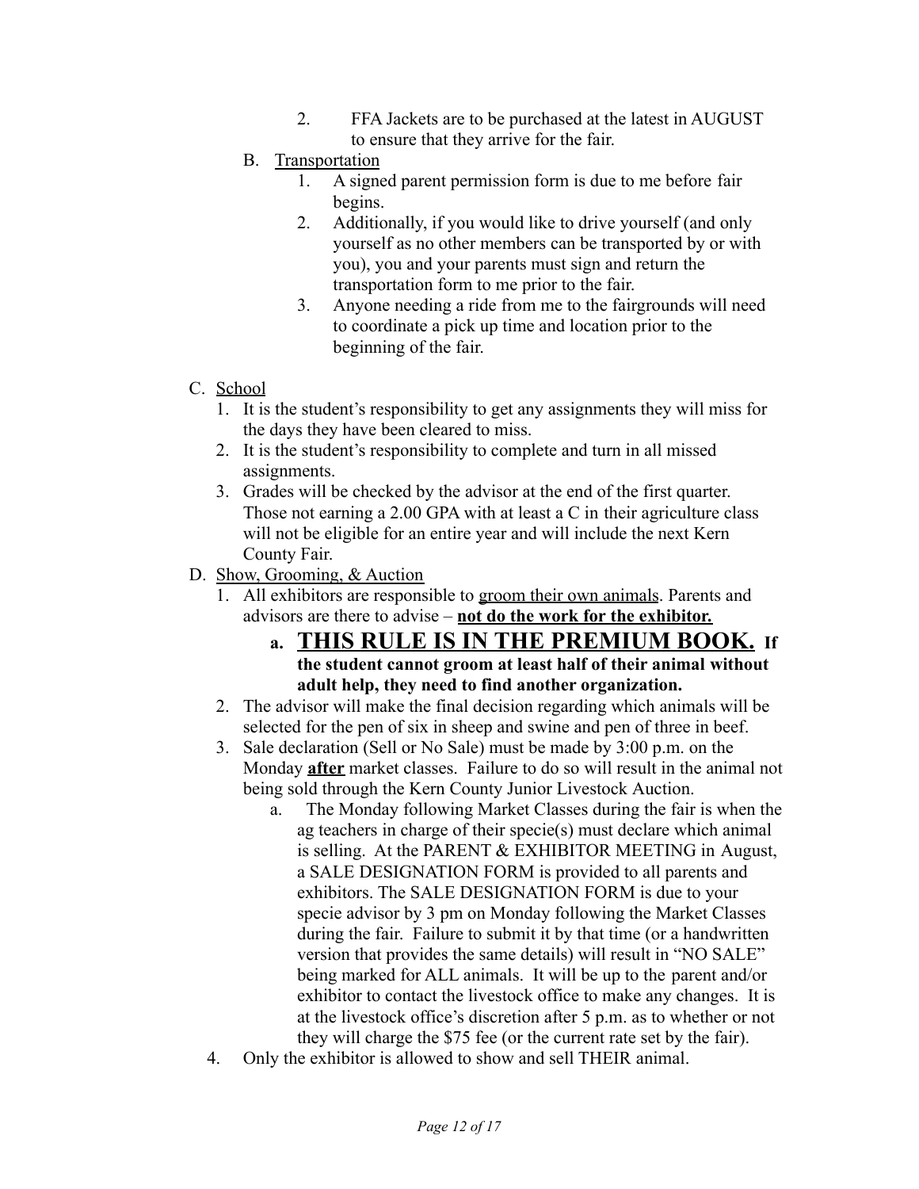2. FFA Jackets are to be purchased at the latest in AUGUST to ensure that they arrive for the fair.

B. Transportation

1. A signed parent permission form is due to me before fair begins.
2. Additionally, if you would like to drive yourself (and only yourself as no other members can be transported by or with you), you and your parents must sign and return the transportation form to me prior to the fair.
3. Anyone needing a ride from me to the fairgrounds will need to coordinate a pick up time and location prior to the beginning of the fair.

C. School

1. It is the student's responsibility to get any assignments they will miss for the days they have been cleared to miss.
2. It is the student's responsibility to complete and turn in all missed assignments.
3. Grades will be checked by the advisor at the end of the first quarter. Those not earning a 2.00 GPA with at least a C in their agriculture class will not be eligible for an entire year and will include the next Kern County Fair.

D. Show, Grooming, & Auction

1. All exhibitors are responsible to groom their own animals. Parents and advisors are there to advise – **not do the work for the exhibitor.**
   a. **THIS RULE IS IN THE PREMIUM BOOK. If the student cannot groom at least half of their animal without adult help, they need to find another organization.**
2. The advisor will make the final decision regarding which animals will be selected for the pen of six in sheep and swine and pen of three in beef.
3. Sale declaration (Sell or No Sale) must be made by 3:00 p.m. on the Monday **after** market classes. Failure to do so will result in the animal not being sold through the Kern County Junior Livestock Auction.
   a. The Monday following Market Classes during the fair is when the ag teachers in charge of their specie(s) must declare which animal is selling. At the PARENT & EXHIBITOR MEETING in August, a SALE DESIGNATION FORM is provided to all parents and exhibitors. The SALE DESIGNATION FORM is due to your specie advisor by 3 pm on Monday following the Market Classes during the fair. Failure to submit it by that time (or a handwritten version that provides the same details) will result in "NO SALE" being marked for ALL animals. It will be up to the parent and/or exhibitor to contact the livestock office to make any changes. It is at the livestock office's discretion after 5 p.m. as to whether or not they will charge the $75 fee (or the current rate set by the fair).
4. Only the exhibitor is allowed to show and sell THEIR animal.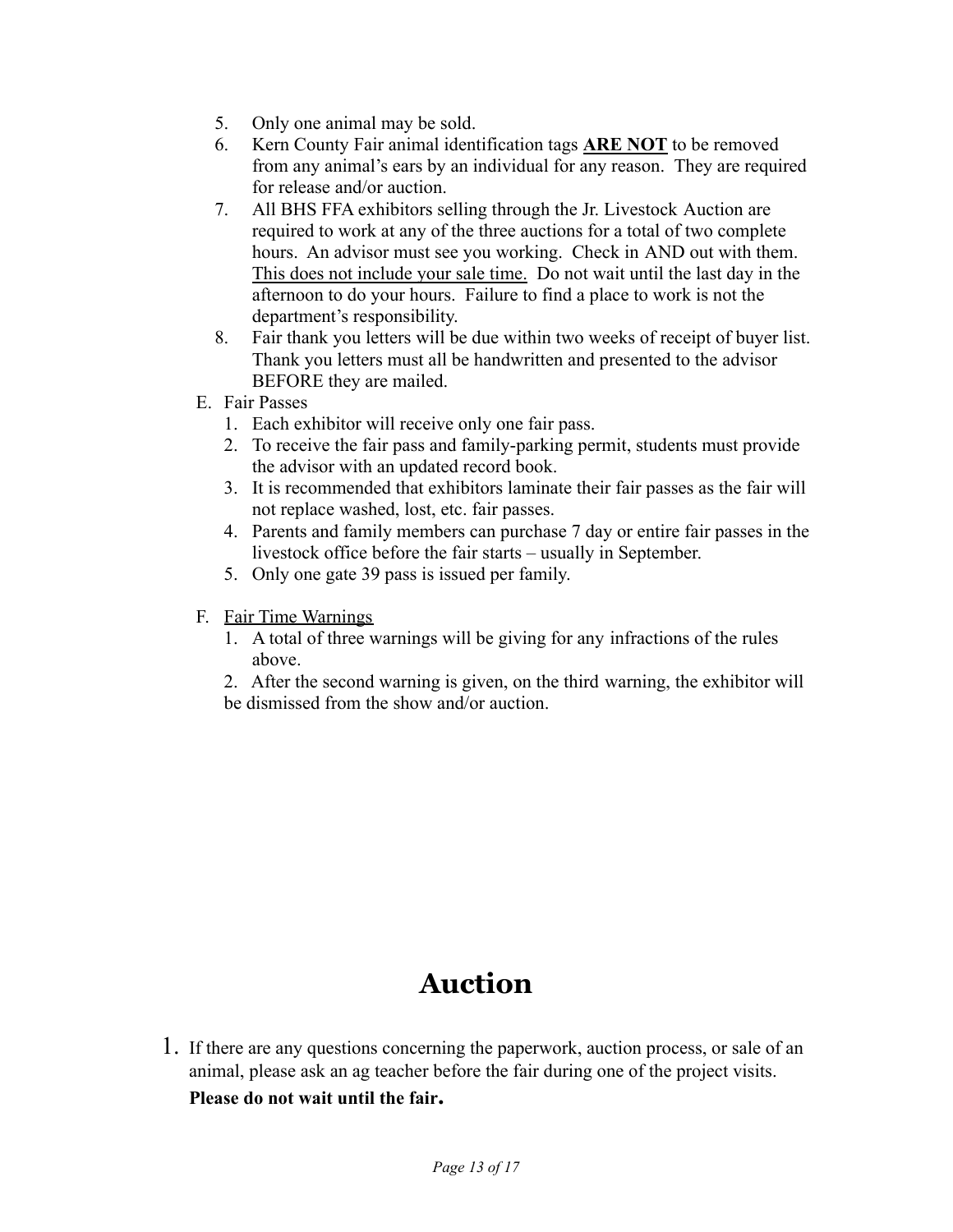5. Only one animal may be sold.
6. Kern County Fair animal identification tags **<u>ARE NOT</u>** to be removed from any animal's ears by an individual for any reason. They are required for release and/or auction.
7. All BHS FFA exhibitors selling through the Jr. Livestock Auction are required to work at any of the three auctions for a total of two complete hours. An advisor must see you working. Check in AND out with them. <u>This does not include your sale time.</u> Do not wait until the last day in the afternoon to do your hours. Failure to find a place to work is not the department's responsibility.
8. Fair thank you letters will be due within two weeks of receipt of buyer list. Thank you letters must all be handwritten and presented to the advisor BEFORE they are mailed.

E. Fair Passes
1. Each exhibitor will receive only one fair pass.
2. To receive the fair pass and family-parking permit, students must provide the advisor with an updated record book.
3. It is recommended that exhibitors laminate their fair passes as the fair will not replace washed, lost, etc. fair passes.
4. Parents and family members can purchase 7 day or entire fair passes in the livestock office before the fair starts – usually in September.
5. Only one gate 39 pass is issued per family.

F. <u>Fair Time Warnings</u>
1. A total of three warnings will be giving for any infractions of the rules above.
2. After the second warning is given, on the third warning, the exhibitor will be dismissed from the show and/or auction.

# Auction

1. If there are any questions concerning the paperwork, auction process, or sale of an animal, please ask an ag teacher before the fair during one of the project visits. **Please do not wait until the fair.**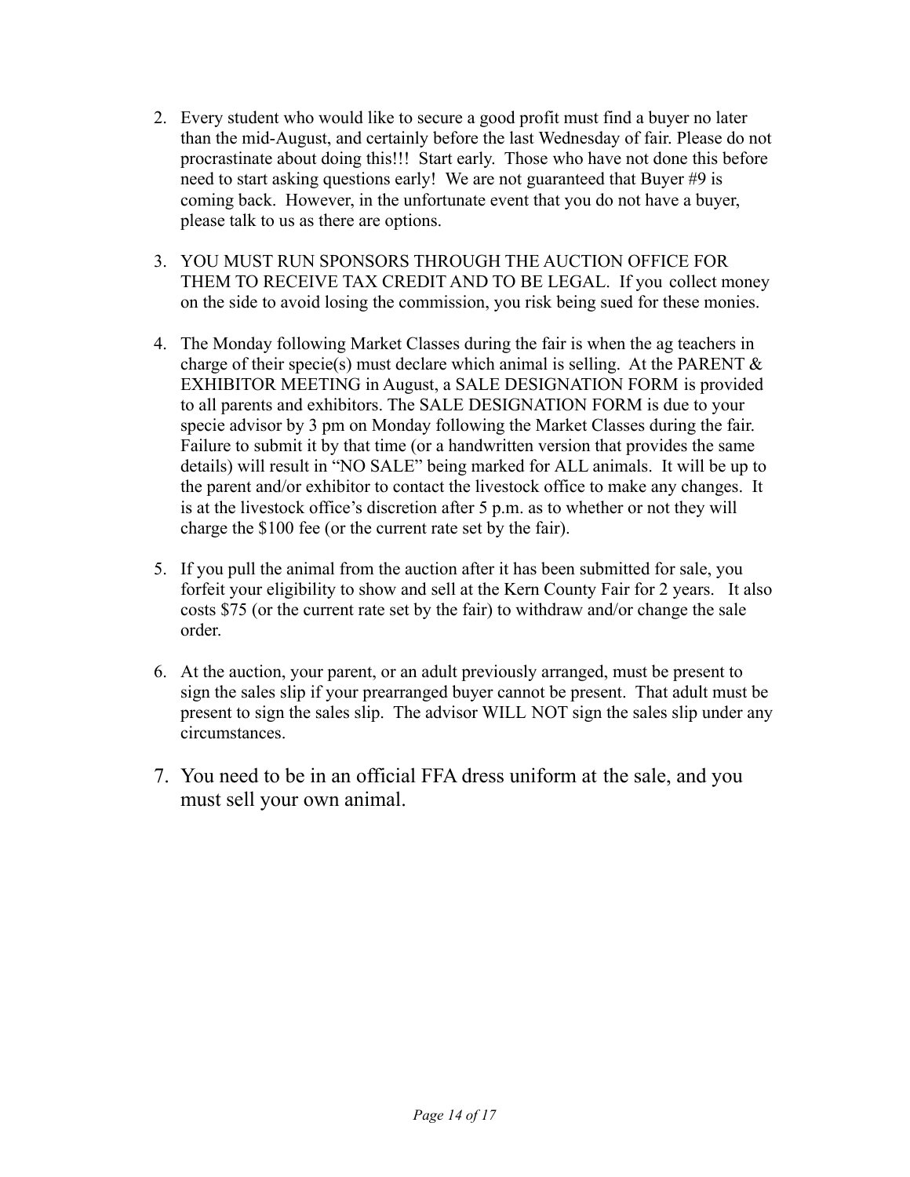2. Every student who would like to secure a good profit must find a buyer no later than the mid-August, and certainly before the last Wednesday of fair. Please do not procrastinate about doing this!!! Start early. Those who have not done this before need to start asking questions early! We are not guaranteed that Buyer #9 is coming back. However, in the unfortunate event that you do not have a buyer, please talk to us as there are options.

3. YOU MUST RUN SPONSORS THROUGH THE AUCTION OFFICE FOR THEM TO RECEIVE TAX CREDIT AND TO BE LEGAL. If you collect money on the side to avoid losing the commission, you risk being sued for these monies.

4. The Monday following Market Classes during the fair is when the ag teachers in charge of their specie(s) must declare which animal is selling. At the PARENT & EXHIBITOR MEETING in August, a SALE DESIGNATION FORM is provided to all parents and exhibitors. The SALE DESIGNATION FORM is due to your specie advisor by 3 pm on Monday following the Market Classes during the fair. Failure to submit it by that time (or a handwritten version that provides the same details) will result in "NO SALE" being marked for ALL animals. It will be up to the parent and/or exhibitor to contact the livestock office to make any changes. It is at the livestock office's discretion after 5 p.m. as to whether or not they will charge the $100 fee (or the current rate set by the fair).

5. If you pull the animal from the auction after it has been submitted for sale, you forfeit your eligibility to show and sell at the Kern County Fair for 2 years. It also costs $75 (or the current rate set by the fair) to withdraw and/or change the sale order.

6. At the auction, your parent, or an adult previously arranged, must be present to sign the sales slip if your prearranged buyer cannot be present. That adult must be present to sign the sales slip. The advisor WILL NOT sign the sales slip under any circumstances.

7. You need to be in an official FFA dress uniform at the sale, and you must sell your own animal.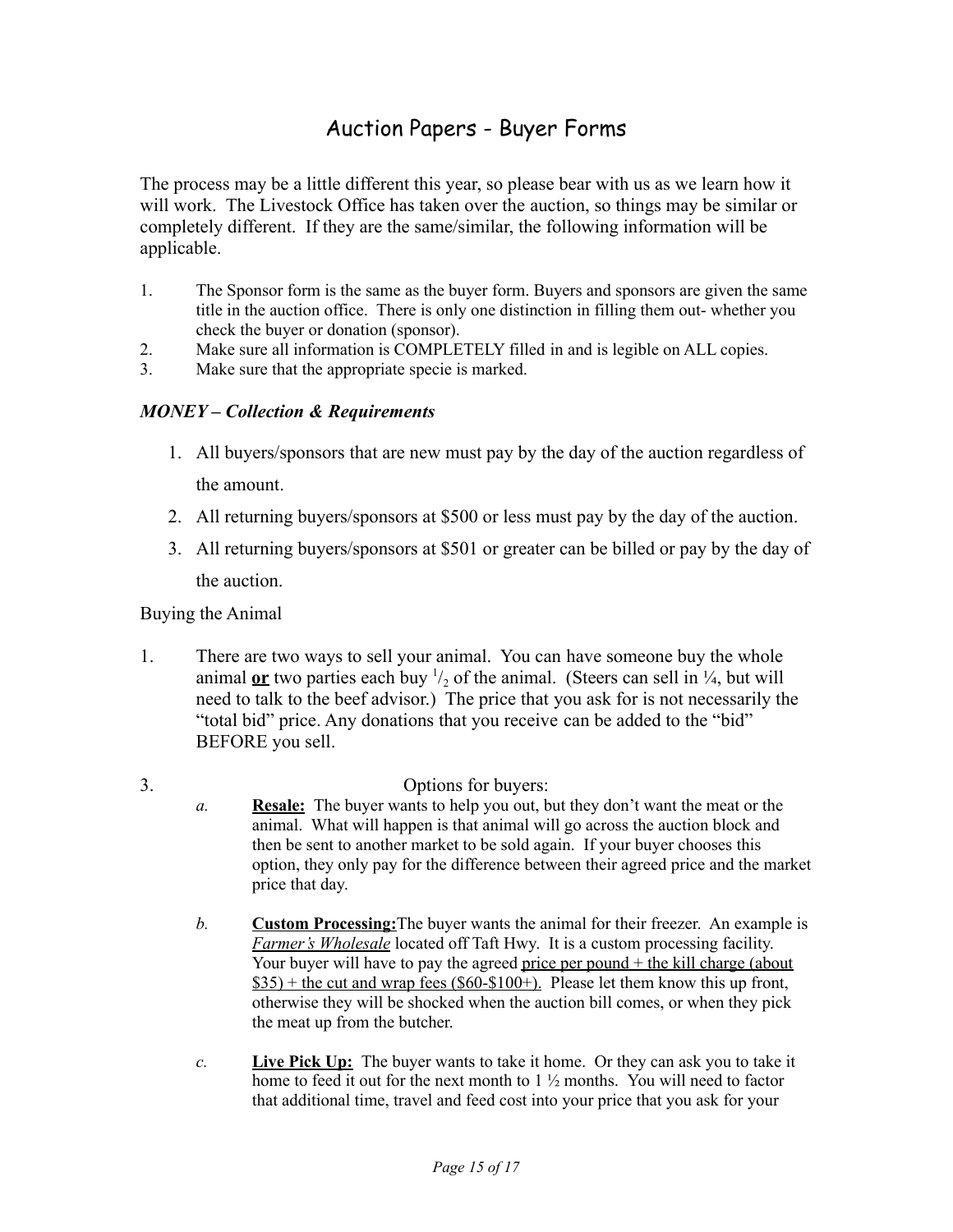# Auction Papers - Buyer Forms

The process may be a little different this year, so please bear with us as we learn how it will work. The Livestock Office has taken over the auction, so things may be similar or completely different. If they are the same/similar, the following information will be applicable.

1. The Sponsor form is the same as the buyer form. Buyers and sponsors are given the same title in the auction office. There is only one distinction in filling them out- whether you check the buyer or donation (sponsor).
2. Make sure all information is COMPLETELY filled in and is legible on ALL copies.
3. Make sure that the appropriate specie is marked.

***MONEY – Collection & Requirements***

1. All buyers/sponsors that are new must pay by the day of the auction regardless of the amount.
2. All returning buyers/sponsors at $500 or less must pay by the day of the auction.
3. All returning buyers/sponsors at $501 or greater can be billed or pay by the day of the auction.

Buying the Animal

1. There are two ways to sell your animal. You can have someone buy the whole animal <u>**or**</u> two parties each buy $^{1}/_{2}$ of the animal. (Steers can sell in ¼, but will need to talk to the beef advisor.) The price that you ask for is not necessarily the "total bid" price. Any donations that you receive can be added to the "bid" BEFORE you sell.

3. Options for buyers:
   - *a.* <u>**Resale:**</u> The buyer wants to help you out, but they don't want the meat or the animal. What will happen is that animal will go across the auction block and then be sent to another market to be sold again. If your buyer chooses this option, they only pay for the difference between their agreed price and the market price that day.
   - *b.* <u>**Custom Processing:**</u>The buyer wants the animal for their freezer. An example is <u>*Farmer's Wholesale*</u> located off Taft Hwy. It is a custom processing facility. Your buyer will have to pay the agreed <u>price per pound + the kill charge (about $35) + the cut and wrap fees ($60-$100+).</u> Please let them know this up front, otherwise they will be shocked when the auction bill comes, or when they pick the meat up from the butcher.
   - *c.* <u>**Live Pick Up:**</u> The buyer wants to take it home. Or they can ask you to take it home to feed it out for the next month to 1 ½ months. You will need to factor that additional time, travel and feed cost into your price that you ask for your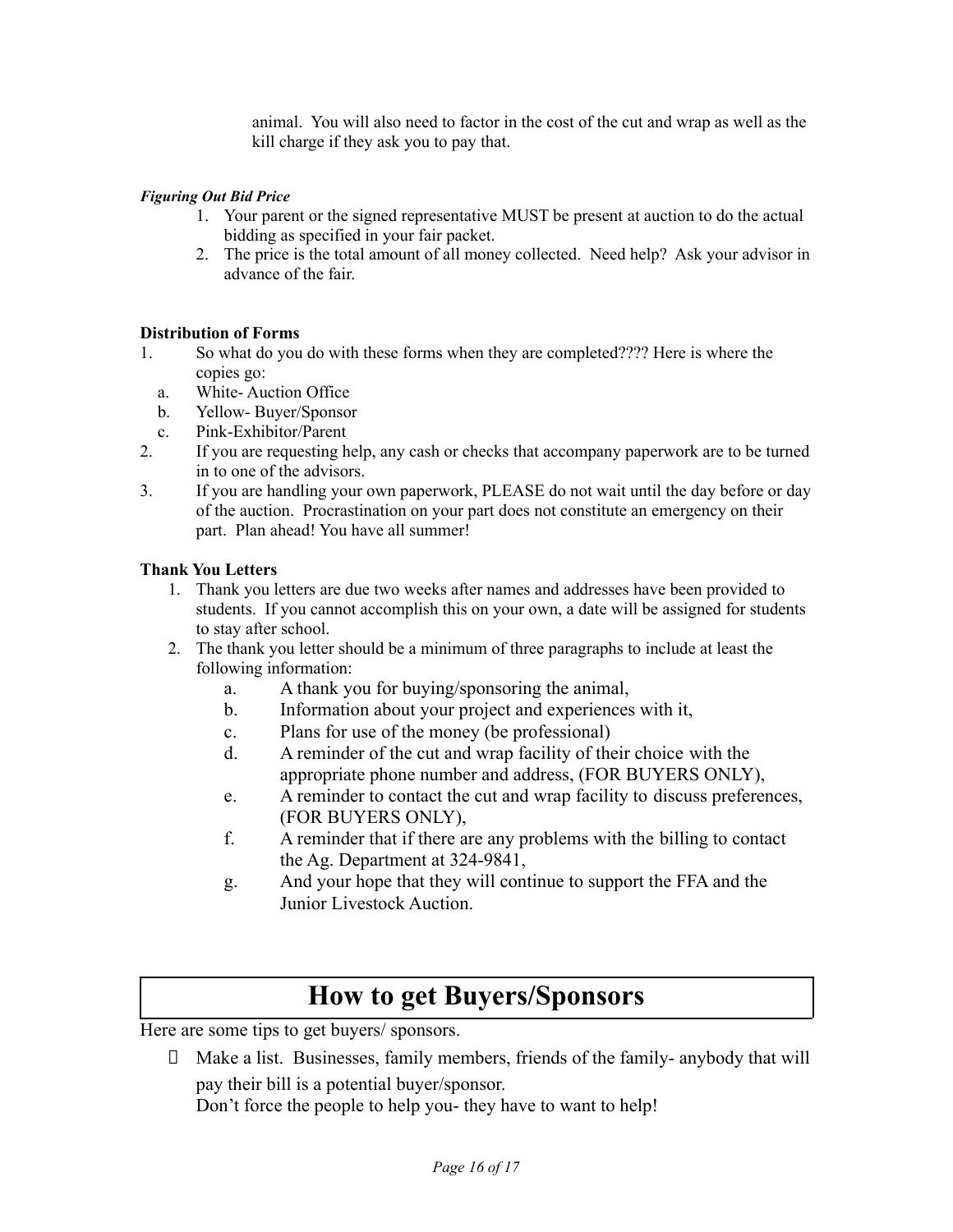animal. You will also need to factor in the cost of the cut and wrap as well as the kill charge if they ask you to pay that.

***Figuring Out Bid Price***

1. Your parent or the signed representative MUST be present at auction to do the actual bidding as specified in your fair packet.
2. The price is the total amount of all money collected. Need help? Ask your advisor in advance of the fair.

**Distribution of Forms**

1. So what do you do with these forms when they are completed???? Here is where the copies go:
   a. White- Auction Office
   b. Yellow- Buyer/Sponsor
   c. Pink-Exhibitor/Parent
2. If you are requesting help, any cash or checks that accompany paperwork are to be turned in to one of the advisors.
3. If you are handling your own paperwork, PLEASE do not wait until the day before or day of the auction. Procrastination on your part does not constitute an emergency on their part. Plan ahead! You have all summer!

**Thank You Letters**

1. Thank you letters are due two weeks after names and addresses have been provided to students. If you cannot accomplish this on your own, a date will be assigned for students to stay after school.
2. The thank you letter should be a minimum of three paragraphs to include at least the following information:
   a. A thank you for buying/sponsoring the animal,
   b. Information about your project and experiences with it,
   c. Plans for use of the money (be professional)
   d. A reminder of the cut and wrap facility of their choice with the appropriate phone number and address, (FOR BUYERS ONLY),
   e. A reminder to contact the cut and wrap facility to discuss preferences, (FOR BUYERS ONLY),
   f. A reminder that if there are any problems with the billing to contact the Ag. Department at 324-9841,
   g. And your hope that they will continue to support the FFA and the Junior Livestock Auction.

# How to get Buyers/Sponsors

Here are some tips to get buyers/ sponsors.

- Make a list. Businesses, family members, friends of the family- anybody that will pay their bill is a potential buyer/sponsor.
  Don't force the people to help you- they have to want to help!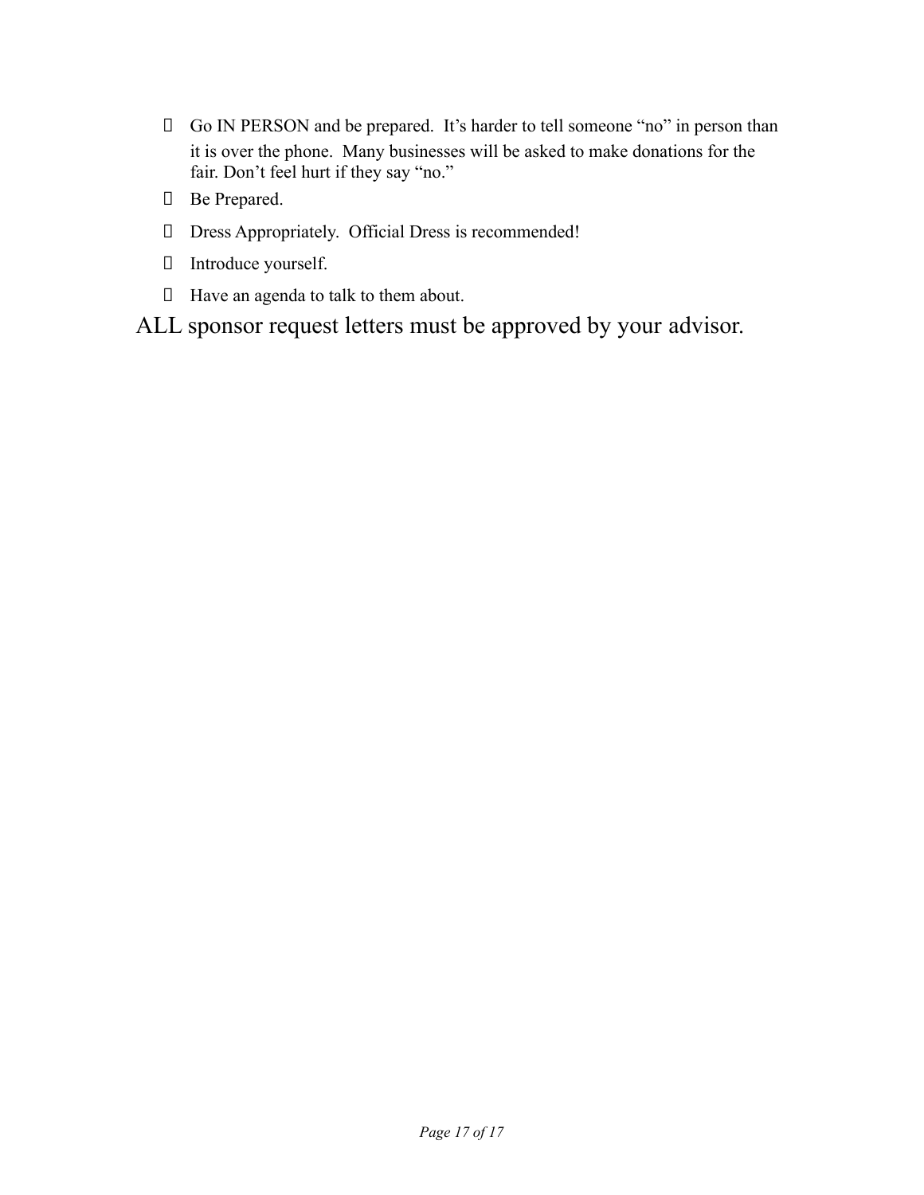- Go IN PERSON and be prepared.  It's harder to tell someone "no" in person than it is over the phone.  Many businesses will be asked to make donations for the fair. Don't feel hurt if they say "no."
- Be Prepared.
- Dress Appropriately.  Official Dress is recommended!
- Introduce yourself.
- Have an agenda to talk to them about.

ALL sponsor request letters must be approved by your advisor.